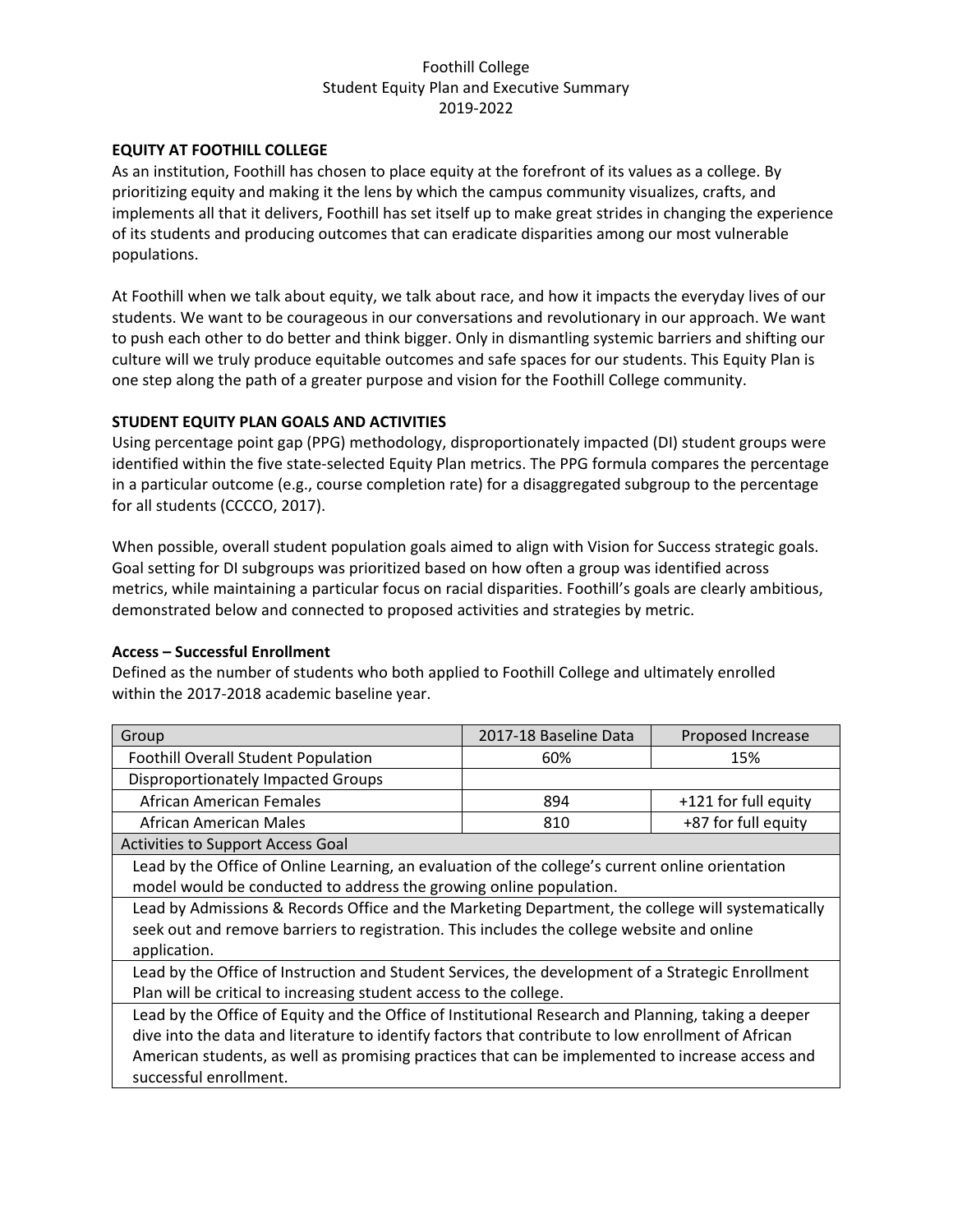# Foothill College
## Student Equity Plan and Executive Summary
## 2019-2022

### EQUITY AT FOOTHILL COLLEGE

As an institution, Foothill has chosen to place equity at the forefront of its values as a college. By prioritizing equity and making it the lens by which the campus community visualizes, crafts, and implements all that it delivers, Foothill has set itself up to make great strides in changing the experience of its students and producing outcomes that can eradicate disparities among our most vulnerable populations.

At Foothill when we talk about equity, we talk about race, and how it impacts the everyday lives of our students. We want to be courageous in our conversations and revolutionary in our approach. We want to push each other to do better and think bigger. Only in dismantling systemic barriers and shifting our culture will we truly produce equitable outcomes and safe spaces for our students. This Equity Plan is one step along the path of a greater purpose and vision for the Foothill College community.

### STUDENT EQUITY PLAN GOALS AND ACTIVITIES

Using percentage point gap (PPG) methodology, disproportionately impacted (DI) student groups were identified within the five state-selected Equity Plan metrics. The PPG formula compares the percentage in a particular outcome (e.g., course completion rate) for a disaggregated subgroup to the percentage for all students (CCCCO, 2017).

When possible, overall student population goals aimed to align with Vision for Success strategic goals. Goal setting for DI subgroups was prioritized based on how often a group was identified across metrics, while maintaining a particular focus on racial disparities. Foothill's goals are clearly ambitious, demonstrated below and connected to proposed activities and strategies by metric.

#### Access – Successful Enrollment

Defined as the number of students who both applied to Foothill College and ultimately enrolled within the 2017-2018 academic baseline year.

| Group | 2017-18 Baseline Data | Proposed Increase |
|---|---|---|
| Foothill Overall Student Population | 60% | 15% |
| Disproportionately Impacted Groups | | |
| African American Females | 894 | +121 for full equity |
| African American Males | 810 | +87 for full equity |
| Activities to Support Access Goal | | |
| Lead by the Office of Online Learning, an evaluation of the college's current online orientation model would be conducted to address the growing online population. | | |
| Lead by Admissions & Records Office and the Marketing Department, the college will systematically seek out and remove barriers to registration. This includes the college website and online application. | | |
| Lead by the Office of Instruction and Student Services, the development of a Strategic Enrollment Plan will be critical to increasing student access to the college. | | |
| Lead by the Office of Equity and the Office of Institutional Research and Planning, taking a deeper dive into the data and literature to identify factors that contribute to low enrollment of African American students, as well as promising practices that can be implemented to increase access and successful enrollment. | | |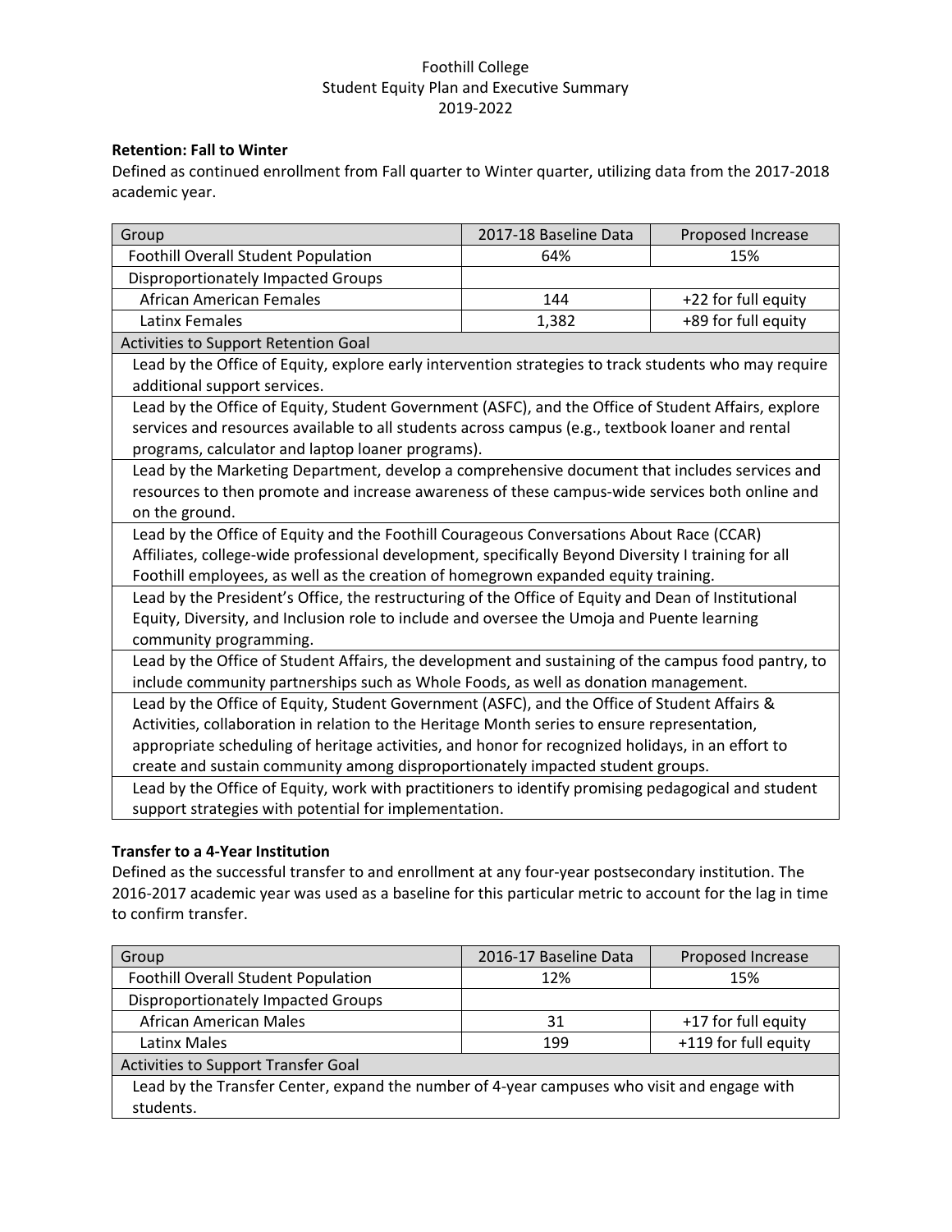Foothill College
Student Equity Plan and Executive Summary
2019-2022

**Retention: Fall to Winter**

Defined as continued enrollment from Fall quarter to Winter quarter, utilizing data from the 2017-2018 academic year.

| Group | 2017-18 Baseline Data | Proposed Increase |
|---|---|---|
| Foothill Overall Student Population | 64% | 15% |
| Disproportionately Impacted Groups | | |
| African American Females | 144 | +22 for full equity |
| Latinx Females | 1,382 | +89 for full equity |
| Activities to Support Retention Goal | | |
| Lead by the Office of Equity, explore early intervention strategies to track students who may require additional support services. | | |
| Lead by the Office of Equity, Student Government (ASFC), and the Office of Student Affairs, explore services and resources available to all students across campus (e.g., textbook loaner and rental programs, calculator and laptop loaner programs). | | |
| Lead by the Marketing Department, develop a comprehensive document that includes services and resources to then promote and increase awareness of these campus-wide services both online and on the ground. | | |
| Lead by the Office of Equity and the Foothill Courageous Conversations About Race (CCAR) Affiliates, college-wide professional development, specifically Beyond Diversity I training for all Foothill employees, as well as the creation of homegrown expanded equity training. | | |
| Lead by the President's Office, the restructuring of the Office of Equity and Dean of Institutional Equity, Diversity, and Inclusion role to include and oversee the Umoja and Puente learning community programming. | | |
| Lead by the Office of Student Affairs, the development and sustaining of the campus food pantry, to include community partnerships such as Whole Foods, as well as donation management. | | |
| Lead by the Office of Equity, Student Government (ASFC), and the Office of Student Affairs & Activities, collaboration in relation to the Heritage Month series to ensure representation, appropriate scheduling of heritage activities, and honor for recognized holidays, in an effort to create and sustain community among disproportionately impacted student groups. | | |
| Lead by the Office of Equity, work with practitioners to identify promising pedagogical and student support strategies with potential for implementation. | | |

**Transfer to a 4-Year Institution**

Defined as the successful transfer to and enrollment at any four-year postsecondary institution. The 2016-2017 academic year was used as a baseline for this particular metric to account for the lag in time to confirm transfer.

| Group | 2016-17 Baseline Data | Proposed Increase |
|---|---|---|
| Foothill Overall Student Population | 12% | 15% |
| Disproportionately Impacted Groups | | |
| African American Males | 31 | +17 for full equity |
| Latinx Males | 199 | +119 for full equity |
| Activities to Support Transfer Goal | | |
| Lead by the Transfer Center, expand the number of 4-year campuses who visit and engage with students. | | |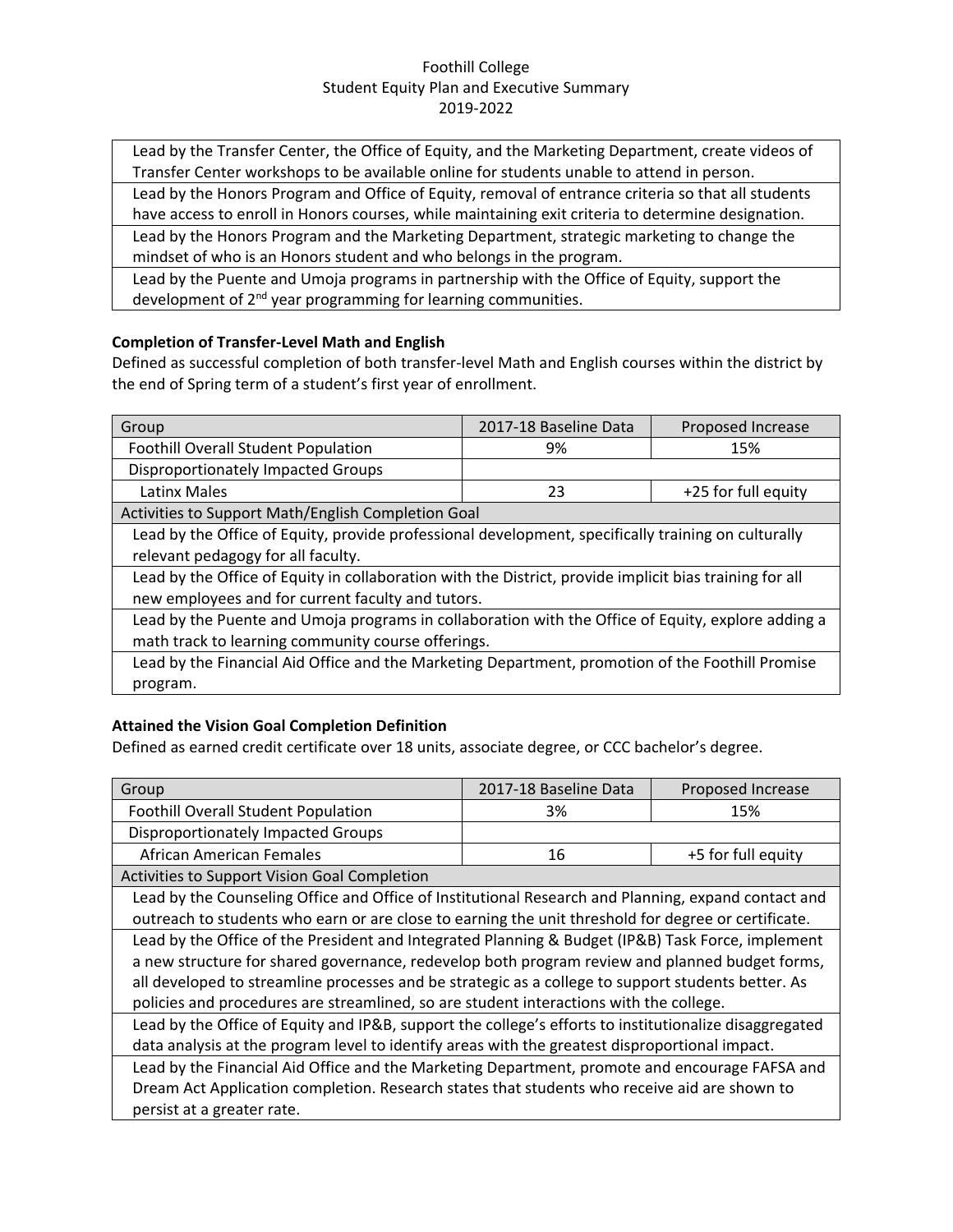| Lead by the Transfer Center, the Office of Equity, and the Marketing Department, create videos of Transfer Center workshops to be available online for students unable to attend in person. |
|---|
| Lead by the Honors Program and Office of Equity, removal of entrance criteria so that all students have access to enroll in Honors courses, while maintaining exit criteria to determine designation. |
| Lead by the Honors Program and the Marketing Department, strategic marketing to change the mindset of who is an Honors student and who belongs in the program. |
| Lead by the Puente and Umoja programs in partnership with the Office of Equity, support the development of 2nd year programming for learning communities. |

**Completion of Transfer-Level Math and English**

Defined as successful completion of both transfer-level Math and English courses within the district by the end of Spring term of a student's first year of enrollment.

| Group | 2017-18 Baseline Data | Proposed Increase |
|---|---|---|
| Foothill Overall Student Population | 9% | 15% |
| Disproportionately Impacted Groups | | |
| Latinx Males | 23 | +25 for full equity |
| Activities to Support Math/English Completion Goal | | |
| Lead by the Office of Equity, provide professional development, specifically training on culturally relevant pedagogy for all faculty. | | |
| Lead by the Office of Equity in collaboration with the District, provide implicit bias training for all new employees and for current faculty and tutors. | | |
| Lead by the Puente and Umoja programs in collaboration with the Office of Equity, explore adding a math track to learning community course offerings. | | |
| Lead by the Financial Aid Office and the Marketing Department, promotion of the Foothill Promise program. | | |

**Attained the Vision Goal Completion Definition**

Defined as earned credit certificate over 18 units, associate degree, or CCC bachelor's degree.

| Group | 2017-18 Baseline Data | Proposed Increase |
|---|---|---|
| Foothill Overall Student Population | 3% | 15% |
| Disproportionately Impacted Groups | | |
| African American Females | 16 | +5 for full equity |
| Activities to Support Vision Goal Completion | | |
| Lead by the Counseling Office and Office of Institutional Research and Planning, expand contact and outreach to students who earn or are close to earning the unit threshold for degree or certificate. | | |
| Lead by the Office of the President and Integrated Planning & Budget (IP&B) Task Force, implement a new structure for shared governance, redevelop both program review and planned budget forms, all developed to streamline processes and be strategic as a college to support students better. As policies and procedures are streamlined, so are student interactions with the college. | | |
| Lead by the Office of Equity and IP&B, support the college's efforts to institutionalize disaggregated data analysis at the program level to identify areas with the greatest disproportional impact. | | |
| Lead by the Financial Aid Office and the Marketing Department, promote and encourage FAFSA and Dream Act Application completion. Research states that students who receive aid are shown to persist at a greater rate. | | |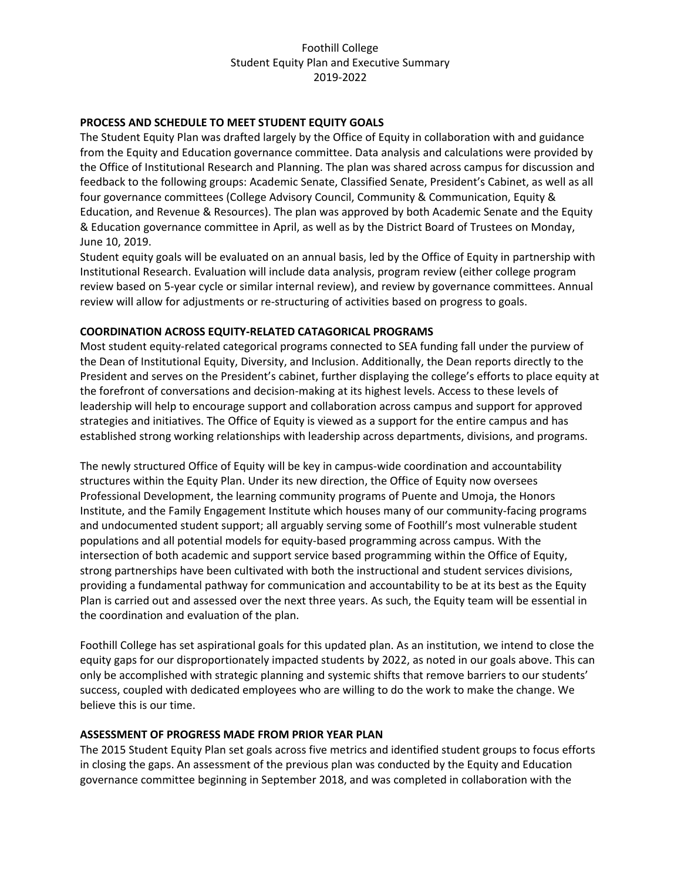Foothill College
Student Equity Plan and Executive Summary
2019-2022

## PROCESS AND SCHEDULE TO MEET STUDENT EQUITY GOALS

The Student Equity Plan was drafted largely by the Office of Equity in collaboration with and guidance from the Equity and Education governance committee. Data analysis and calculations were provided by the Office of Institutional Research and Planning. The plan was shared across campus for discussion and feedback to the following groups: Academic Senate, Classified Senate, President's Cabinet, as well as all four governance committees (College Advisory Council, Community & Communication, Equity & Education, and Revenue & Resources). The plan was approved by both Academic Senate and the Equity & Education governance committee in April, as well as by the District Board of Trustees on Monday, June 10, 2019.

Student equity goals will be evaluated on an annual basis, led by the Office of Equity in partnership with Institutional Research. Evaluation will include data analysis, program review (either college program review based on 5-year cycle or similar internal review), and review by governance committees. Annual review will allow for adjustments or re-structuring of activities based on progress to goals.

## COORDINATION ACROSS EQUITY-RELATED CATAGORICAL PROGRAMS

Most student equity-related categorical programs connected to SEA funding fall under the purview of the Dean of Institutional Equity, Diversity, and Inclusion. Additionally, the Dean reports directly to the President and serves on the President's cabinet, further displaying the college's efforts to place equity at the forefront of conversations and decision-making at its highest levels. Access to these levels of leadership will help to encourage support and collaboration across campus and support for approved strategies and initiatives. The Office of Equity is viewed as a support for the entire campus and has established strong working relationships with leadership across departments, divisions, and programs.

The newly structured Office of Equity will be key in campus-wide coordination and accountability structures within the Equity Plan. Under its new direction, the Office of Equity now oversees Professional Development, the learning community programs of Puente and Umoja, the Honors Institute, and the Family Engagement Institute which houses many of our community-facing programs and undocumented student support; all arguably serving some of Foothill's most vulnerable student populations and all potential models for equity-based programming across campus. With the intersection of both academic and support service based programming within the Office of Equity, strong partnerships have been cultivated with both the instructional and student services divisions, providing a fundamental pathway for communication and accountability to be at its best as the Equity Plan is carried out and assessed over the next three years. As such, the Equity team will be essential in the coordination and evaluation of the plan.

Foothill College has set aspirational goals for this updated plan. As an institution, we intend to close the equity gaps for our disproportionately impacted students by 2022, as noted in our goals above. This can only be accomplished with strategic planning and systemic shifts that remove barriers to our students' success, coupled with dedicated employees who are willing to do the work to make the change. We believe this is our time.

## ASSESSMENT OF PROGRESS MADE FROM PRIOR YEAR PLAN

The 2015 Student Equity Plan set goals across five metrics and identified student groups to focus efforts in closing the gaps. An assessment of the previous plan was conducted by the Equity and Education governance committee beginning in September 2018, and was completed in collaboration with the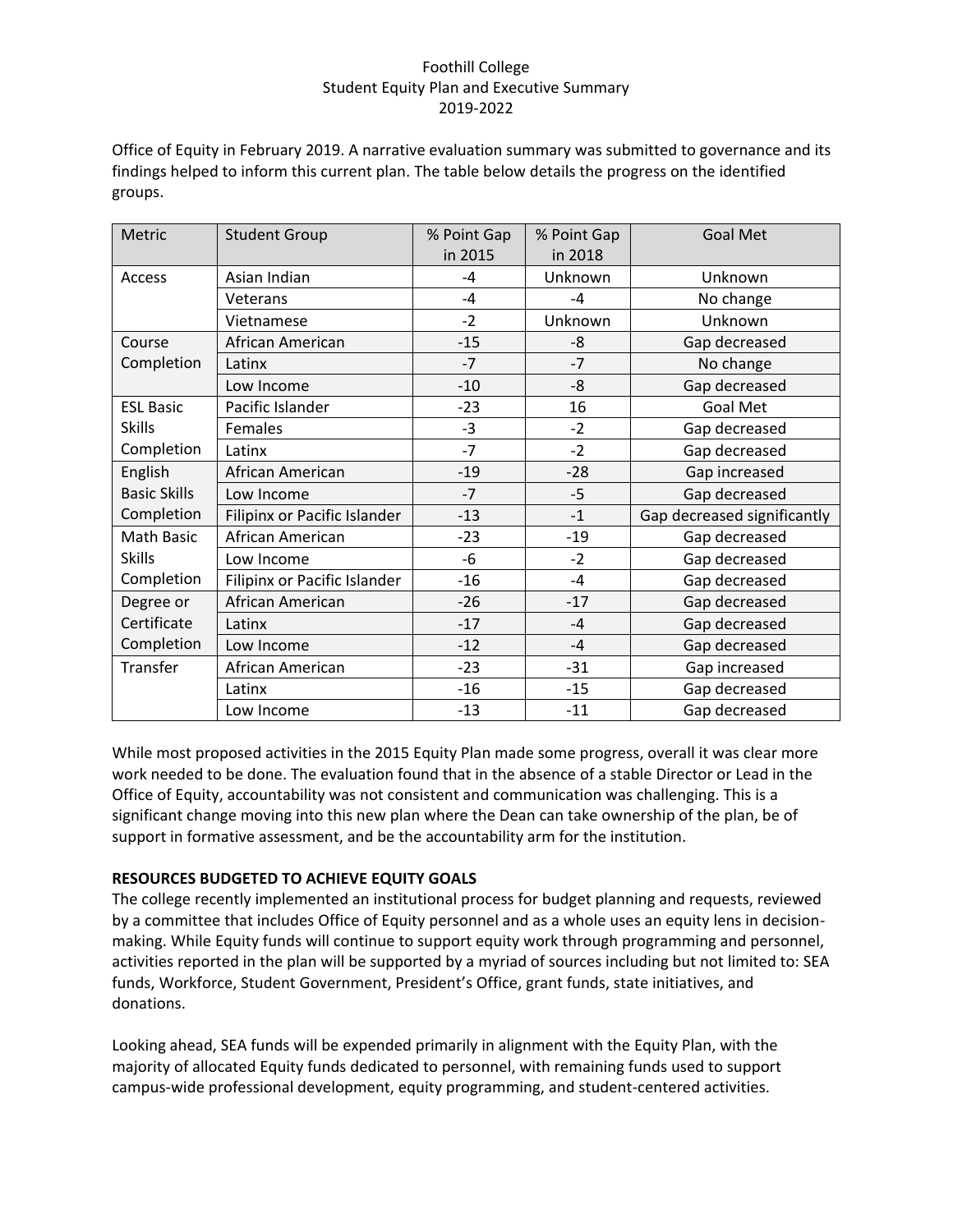Office of Equity in February 2019. A narrative evaluation summary was submitted to governance and its findings helped to inform this current plan. The table below details the progress on the identified groups.

| Metric | Student Group | % Point Gap in 2015 | % Point Gap in 2018 | Goal Met |
|---|---|---|---|---|
| Access | Asian Indian | -4 | Unknown | Unknown |
| | Veterans | -4 | -4 | No change |
| | Vietnamese | -2 | Unknown | Unknown |
| Course Completion | African American | -15 | -8 | Gap decreased |
| | Latinx | -7 | -7 | No change |
| | Low Income | -10 | -8 | Gap decreased |
| ESL Basic Skills Completion | Pacific Islander | -23 | 16 | Goal Met |
| | Females | -3 | -2 | Gap decreased |
| | Latinx | -7 | -2 | Gap decreased |
| English Basic Skills Completion | African American | -19 | -28 | Gap increased |
| | Low Income | -7 | -5 | Gap decreased |
| | Filipinx or Pacific Islander | -13 | -1 | Gap decreased significantly |
| Math Basic Skills Completion | African American | -23 | -19 | Gap decreased |
| | Low Income | -6 | -2 | Gap decreased |
| | Filipinx or Pacific Islander | -16 | -4 | Gap decreased |
| Degree or Certificate Completion | African American | -26 | -17 | Gap decreased |
| | Latinx | -17 | -4 | Gap decreased |
| | Low Income | -12 | -4 | Gap decreased |
| Transfer | African American | -23 | -31 | Gap increased |
| | Latinx | -16 | -15 | Gap decreased |
| | Low Income | -13 | -11 | Gap decreased |

While most proposed activities in the 2015 Equity Plan made some progress, overall it was clear more work needed to be done. The evaluation found that in the absence of a stable Director or Lead in the Office of Equity, accountability was not consistent and communication was challenging. This is a significant change moving into this new plan where the Dean can take ownership of the plan, be of support in formative assessment, and be the accountability arm for the institution.

**RESOURCES BUDGETED TO ACHIEVE EQUITY GOALS**

The college recently implemented an institutional process for budget planning and requests, reviewed by a committee that includes Office of Equity personnel and as a whole uses an equity lens in decision-making. While Equity funds will continue to support equity work through programming and personnel, activities reported in the plan will be supported by a myriad of sources including but not limited to: SEA funds, Workforce, Student Government, President's Office, grant funds, state initiatives, and donations.

Looking ahead, SEA funds will be expended primarily in alignment with the Equity Plan, with the majority of allocated Equity funds dedicated to personnel, with remaining funds used to support campus-wide professional development, equity programming, and student-centered activities.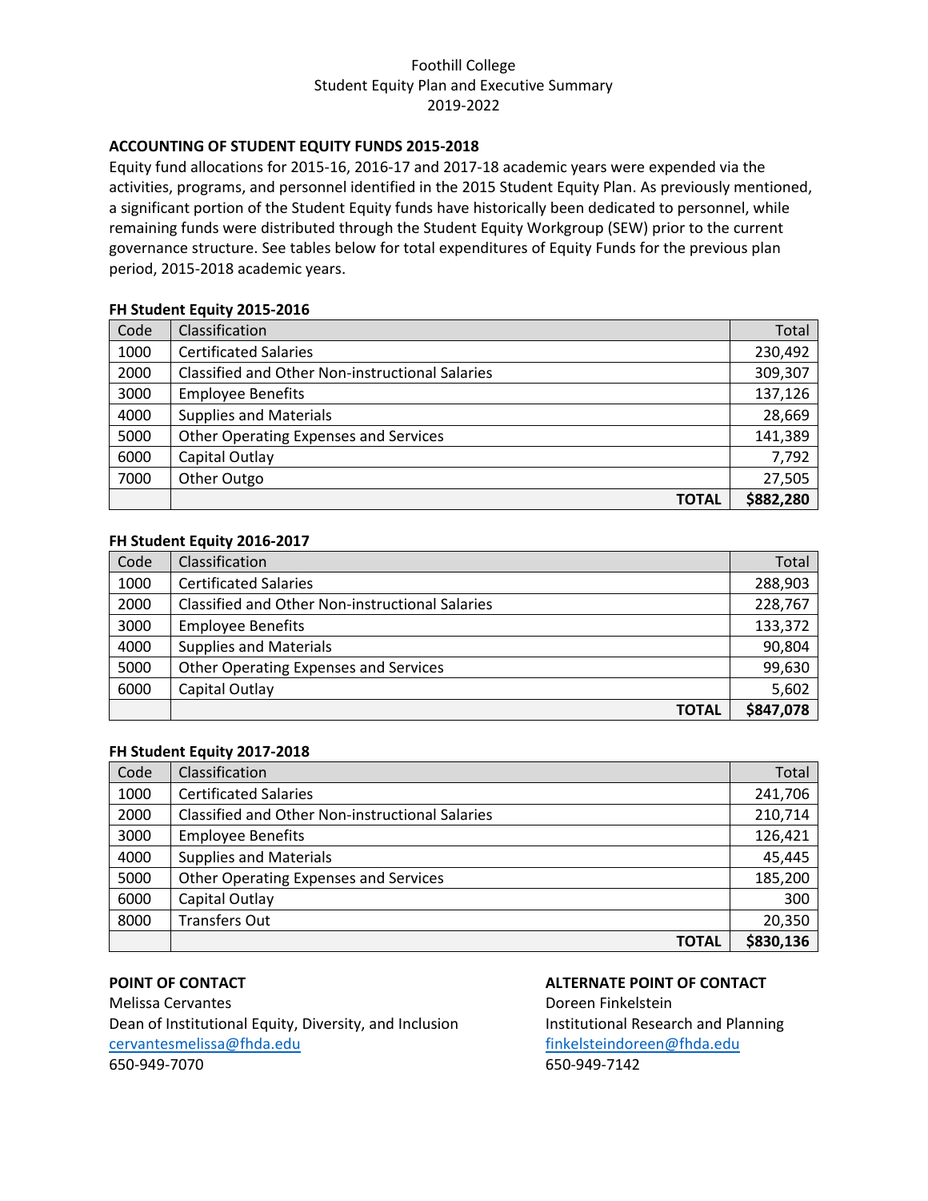Foothill College
Student Equity Plan and Executive Summary
2019-2022

### ACCOUNTING OF STUDENT EQUITY FUNDS 2015-2018

Equity fund allocations for 2015-16, 2016-17 and 2017-18 academic years were expended via the activities, programs, and personnel identified in the 2015 Student Equity Plan. As previously mentioned, a significant portion of the Student Equity funds have historically been dedicated to personnel, while remaining funds were distributed through the Student Equity Workgroup (SEW) prior to the current governance structure. See tables below for total expenditures of Equity Funds for the previous plan period, 2015-2018 academic years.

**FH Student Equity 2015-2016**

| Code | Classification | Total |
|---|---|---|
| 1000 | Certificated Salaries | 230,492 |
| 2000 | Classified and Other Non-instructional Salaries | 309,307 |
| 3000 | Employee Benefits | 137,126 |
| 4000 | Supplies and Materials | 28,669 |
| 5000 | Other Operating Expenses and Services | 141,389 |
| 6000 | Capital Outlay | 7,792 |
| 7000 | Other Outgo | 27,505 |
| | **TOTAL** | **$882,280** |

**FH Student Equity 2016-2017**

| Code | Classification | Total |
|---|---|---|
| 1000 | Certificated Salaries | 288,903 |
| 2000 | Classified and Other Non-instructional Salaries | 228,767 |
| 3000 | Employee Benefits | 133,372 |
| 4000 | Supplies and Materials | 90,804 |
| 5000 | Other Operating Expenses and Services | 99,630 |
| 6000 | Capital Outlay | 5,602 |
| | **TOTAL** | **$847,078** |

**FH Student Equity 2017-2018**

| Code | Classification | Total |
|---|---|---|
| 1000 | Certificated Salaries | 241,706 |
| 2000 | Classified and Other Non-instructional Salaries | 210,714 |
| 3000 | Employee Benefits | 126,421 |
| 4000 | Supplies and Materials | 45,445 |
| 5000 | Other Operating Expenses and Services | 185,200 |
| 6000 | Capital Outlay | 300 |
| 8000 | Transfers Out | 20,350 |
| | **TOTAL** | **$830,136** |

**POINT OF CONTACT**
Melissa Cervantes
Dean of Institutional Equity, Diversity, and Inclusion
cervantesmelissa@fhda.edu
650-949-7070

**ALTERNATE POINT OF CONTACT**
Doreen Finkelstein
Institutional Research and Planning
finkelsteindoreen@fhda.edu
650-949-7142